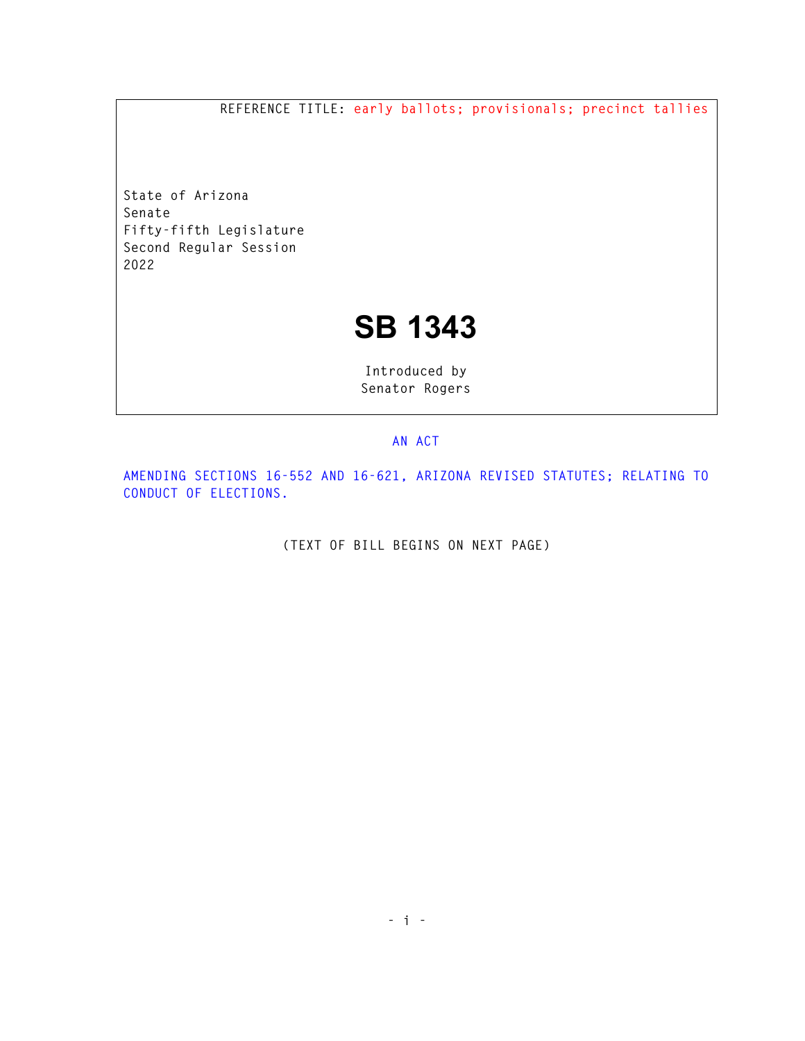REFERENCE TITLE: early ballots; provisionals; precinct tallies

State of Arizona
Senate
Fifty-fifth Legislature
Second Regular Session
2022

# SB 1343

Introduced by
Senator Rogers

AN ACT

AMENDING SECTIONS 16-552 AND 16-621, ARIZONA REVISED STATUTES; RELATING TO CONDUCT OF ELECTIONS.

(TEXT OF BILL BEGINS ON NEXT PAGE)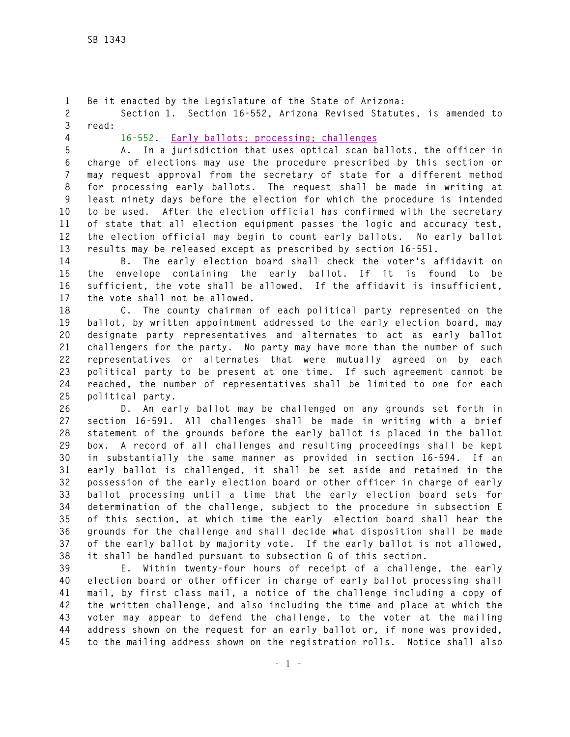Be it enacted by the Legislature of the State of Arizona:

Section 1. Section 16-552, Arizona Revised Statutes, is amended to read:

16-552. Early ballots; processing; challenges

A. In a jurisdiction that uses optical scan ballots, the officer in charge of elections may use the procedure prescribed by this section or may request approval from the secretary of state for a different method for processing early ballots. The request shall be made in writing at least ninety days before the election for which the procedure is intended to be used. After the election official has confirmed with the secretary of state that all election equipment passes the logic and accuracy test, the election official may begin to count early ballots. No early ballot results may be released except as prescribed by section 16-551.

B. The early election board shall check the voter's affidavit on the envelope containing the early ballot. If it is found to be sufficient, the vote shall be allowed. If the affidavit is insufficient, the vote shall not be allowed.

C. The county chairman of each political party represented on the ballot, by written appointment addressed to the early election board, may designate party representatives and alternates to act as early ballot challengers for the party. No party may have more than the number of such representatives or alternates that were mutually agreed on by each political party to be present at one time. If such agreement cannot be reached, the number of representatives shall be limited to one for each political party.

D. An early ballot may be challenged on any grounds set forth in section 16-591. All challenges shall be made in writing with a brief statement of the grounds before the early ballot is placed in the ballot box. A record of all challenges and resulting proceedings shall be kept in substantially the same manner as provided in section 16-594. If an early ballot is challenged, it shall be set aside and retained in the possession of the early election board or other officer in charge of early ballot processing until a time that the early election board sets for determination of the challenge, subject to the procedure in subsection E of this section, at which time the early election board shall hear the grounds for the challenge and shall decide what disposition shall be made of the early ballot by majority vote. If the early ballot is not allowed, it shall be handled pursuant to subsection G of this section.

E. Within twenty-four hours of receipt of a challenge, the early election board or other officer in charge of early ballot processing shall mail, by first class mail, a notice of the challenge including a copy of the written challenge, and also including the time and place at which the voter may appear to defend the challenge, to the voter at the mailing address shown on the request for an early ballot or, if none was provided, to the mailing address shown on the registration rolls. Notice shall also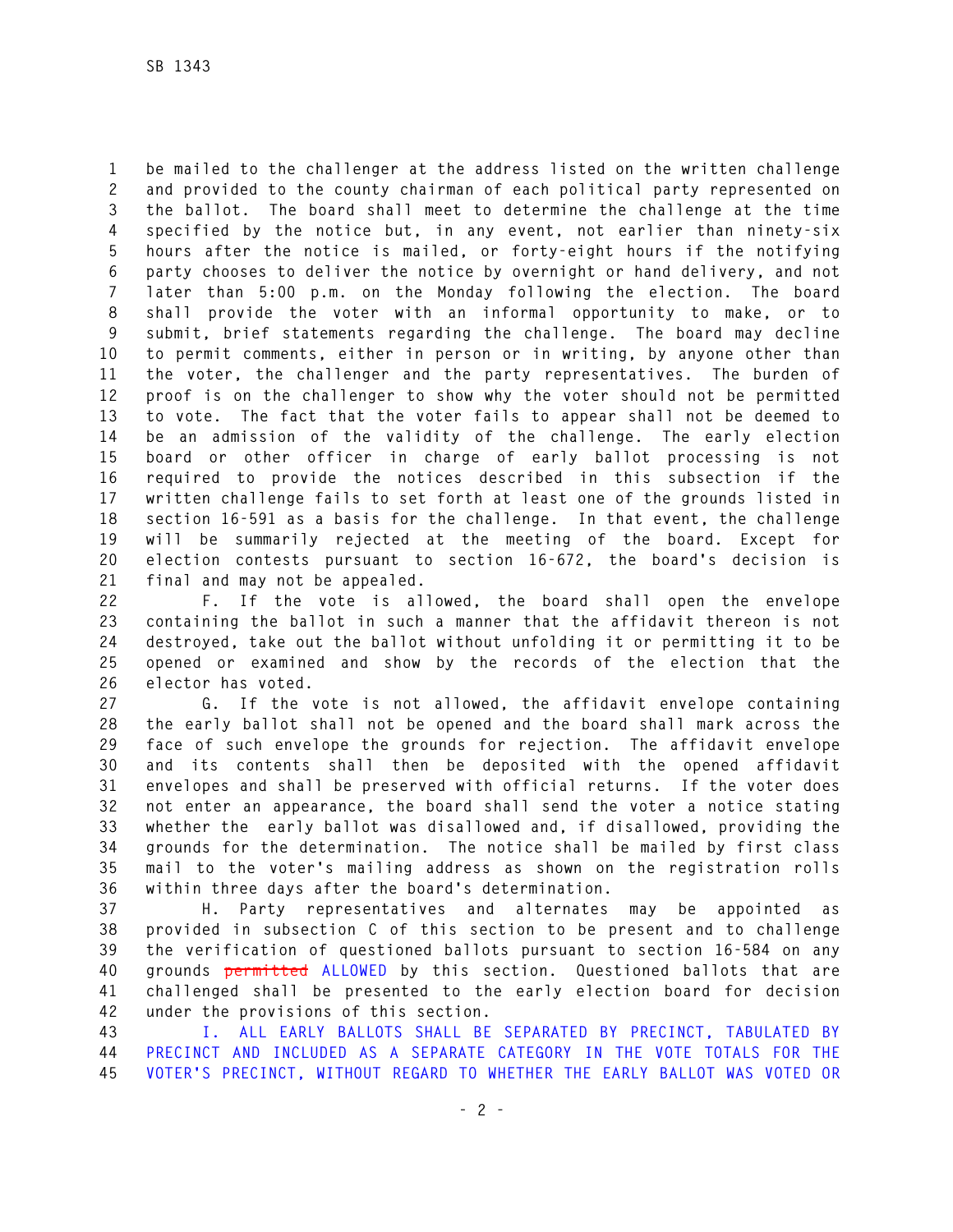be mailed to the challenger at the address listed on the written challenge and provided to the county chairman of each political party represented on the ballot. The board shall meet to determine the challenge at the time specified by the notice but, in any event, not earlier than ninety-six hours after the notice is mailed, or forty-eight hours if the notifying party chooses to deliver the notice by overnight or hand delivery, and not later than 5:00 p.m. on the Monday following the election. The board shall provide the voter with an informal opportunity to make, or to submit, brief statements regarding the challenge. The board may decline to permit comments, either in person or in writing, by anyone other than the voter, the challenger and the party representatives. The burden of proof is on the challenger to show why the voter should not be permitted to vote. The fact that the voter fails to appear shall not be deemed to be an admission of the validity of the challenge. The early election board or other officer in charge of early ballot processing is not required to provide the notices described in this subsection if the written challenge fails to set forth at least one of the grounds listed in section 16-591 as a basis for the challenge. In that event, the challenge will be summarily rejected at the meeting of the board. Except for election contests pursuant to section 16-672, the board's decision is final and may not be appealed.

F. If the vote is allowed, the board shall open the envelope containing the ballot in such a manner that the affidavit thereon is not destroyed, take out the ballot without unfolding it or permitting it to be opened or examined and show by the records of the election that the elector has voted.

G. If the vote is not allowed, the affidavit envelope containing the early ballot shall not be opened and the board shall mark across the face of such envelope the grounds for rejection. The affidavit envelope and its contents shall then be deposited with the opened affidavit envelopes and shall be preserved with official returns. If the voter does not enter an appearance, the board shall send the voter a notice stating whether the early ballot was disallowed and, if disallowed, providing the grounds for the determination. The notice shall be mailed by first class mail to the voter's mailing address as shown on the registration rolls within three days after the board's determination.

H. Party representatives and alternates may be appointed as provided in subsection C of this section to be present and to challenge the verification of questioned ballots pursuant to section 16-584 on any grounds ~~permitted~~ ALLOWED by this section. Questioned ballots that are challenged shall be presented to the early election board for decision under the provisions of this section.

I. ALL EARLY BALLOTS SHALL BE SEPARATED BY PRECINCT, TABULATED BY PRECINCT AND INCLUDED AS A SEPARATE CATEGORY IN THE VOTE TOTALS FOR THE VOTER'S PRECINCT, WITHOUT REGARD TO WHETHER THE EARLY BALLOT WAS VOTED OR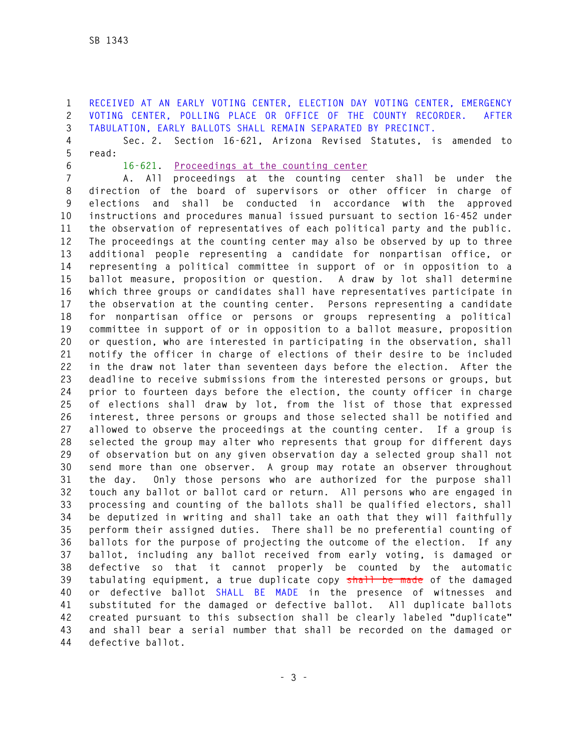RECEIVED AT AN EARLY VOTING CENTER, ELECTION DAY VOTING CENTER, EMERGENCY VOTING CENTER, POLLING PLACE OR OFFICE OF THE COUNTY RECORDER. AFTER TABULATION, EARLY BALLOTS SHALL REMAIN SEPARATED BY PRECINCT.

Sec. 2. Section 16-621, Arizona Revised Statutes, is amended to read:

16-621. Proceedings at the counting center

A. All proceedings at the counting center shall be under the direction of the board of supervisors or other officer in charge of elections and shall be conducted in accordance with the approved instructions and procedures manual issued pursuant to section 16-452 under the observation of representatives of each political party and the public. The proceedings at the counting center may also be observed by up to three additional people representing a candidate for nonpartisan office, or representing a political committee in support of or in opposition to a ballot measure, proposition or question. A draw by lot shall determine which three groups or candidates shall have representatives participate in the observation at the counting center. Persons representing a candidate for nonpartisan office or persons or groups representing a political committee in support of or in opposition to a ballot measure, proposition or question, who are interested in participating in the observation, shall notify the officer in charge of elections of their desire to be included in the draw not later than seventeen days before the election. After the deadline to receive submissions from the interested persons or groups, but prior to fourteen days before the election, the county officer in charge of elections shall draw by lot, from the list of those that expressed interest, three persons or groups and those selected shall be notified and allowed to observe the proceedings at the counting center. If a group is selected the group may alter who represents that group for different days of observation but on any given observation day a selected group shall not send more than one observer. A group may rotate an observer throughout the day. Only those persons who are authorized for the purpose shall touch any ballot or ballot card or return. All persons who are engaged in processing and counting of the ballots shall be qualified electors, shall be deputized in writing and shall take an oath that they will faithfully perform their assigned duties. There shall be no preferential counting of ballots for the purpose of projecting the outcome of the election. If any ballot, including any ballot received from early voting, is damaged or defective so that it cannot properly be counted by the automatic tabulating equipment, a true duplicate copy ~~shall be made~~ of the damaged or defective ballot SHALL BE MADE in the presence of witnesses and substituted for the damaged or defective ballot. All duplicate ballots created pursuant to this subsection shall be clearly labeled "duplicate" and shall bear a serial number that shall be recorded on the damaged or defective ballot.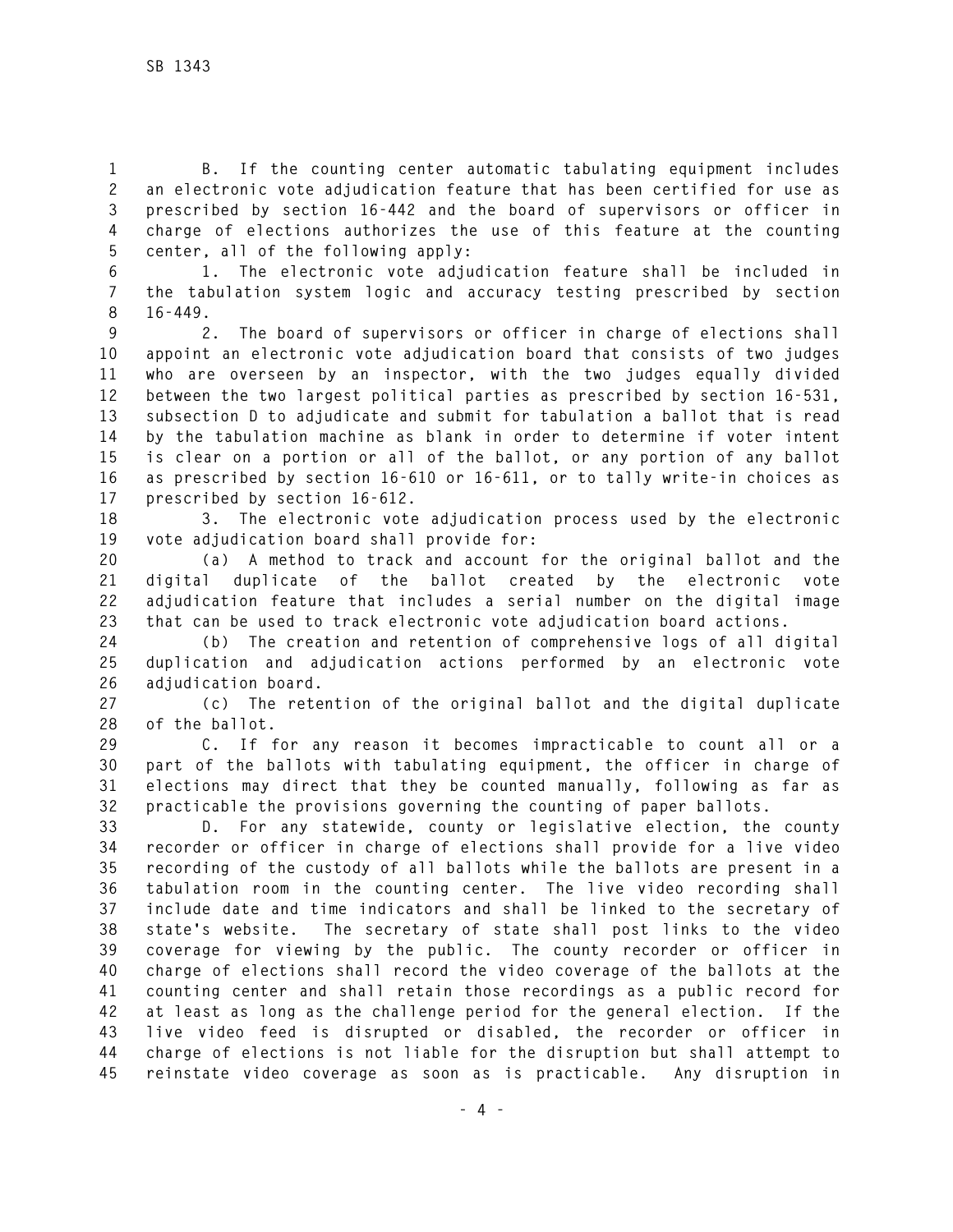B. If the counting center automatic tabulating equipment includes an electronic vote adjudication feature that has been certified for use as prescribed by section 16-442 and the board of supervisors or officer in charge of elections authorizes the use of this feature at the counting center, all of the following apply:

1. The electronic vote adjudication feature shall be included in the tabulation system logic and accuracy testing prescribed by section 16-449.

2. The board of supervisors or officer in charge of elections shall appoint an electronic vote adjudication board that consists of two judges who are overseen by an inspector, with the two judges equally divided between the two largest political parties as prescribed by section 16-531, subsection D to adjudicate and submit for tabulation a ballot that is read by the tabulation machine as blank in order to determine if voter intent is clear on a portion or all of the ballot, or any portion of any ballot as prescribed by section 16-610 or 16-611, or to tally write-in choices as prescribed by section 16-612.

3. The electronic vote adjudication process used by the electronic vote adjudication board shall provide for:

(a) A method to track and account for the original ballot and the digital duplicate of the ballot created by the electronic vote adjudication feature that includes a serial number on the digital image that can be used to track electronic vote adjudication board actions.

(b) The creation and retention of comprehensive logs of all digital duplication and adjudication actions performed by an electronic vote adjudication board.

(c) The retention of the original ballot and the digital duplicate of the ballot.

C. If for any reason it becomes impracticable to count all or a part of the ballots with tabulating equipment, the officer in charge of elections may direct that they be counted manually, following as far as practicable the provisions governing the counting of paper ballots.

D. For any statewide, county or legislative election, the county recorder or officer in charge of elections shall provide for a live video recording of the custody of all ballots while the ballots are present in a tabulation room in the counting center. The live video recording shall include date and time indicators and shall be linked to the secretary of state's website. The secretary of state shall post links to the video coverage for viewing by the public. The county recorder or officer in charge of elections shall record the video coverage of the ballots at the counting center and shall retain those recordings as a public record for at least as long as the challenge period for the general election. If the live video feed is disrupted or disabled, the recorder or officer in charge of elections is not liable for the disruption but shall attempt to reinstate video coverage as soon as is practicable. Any disruption in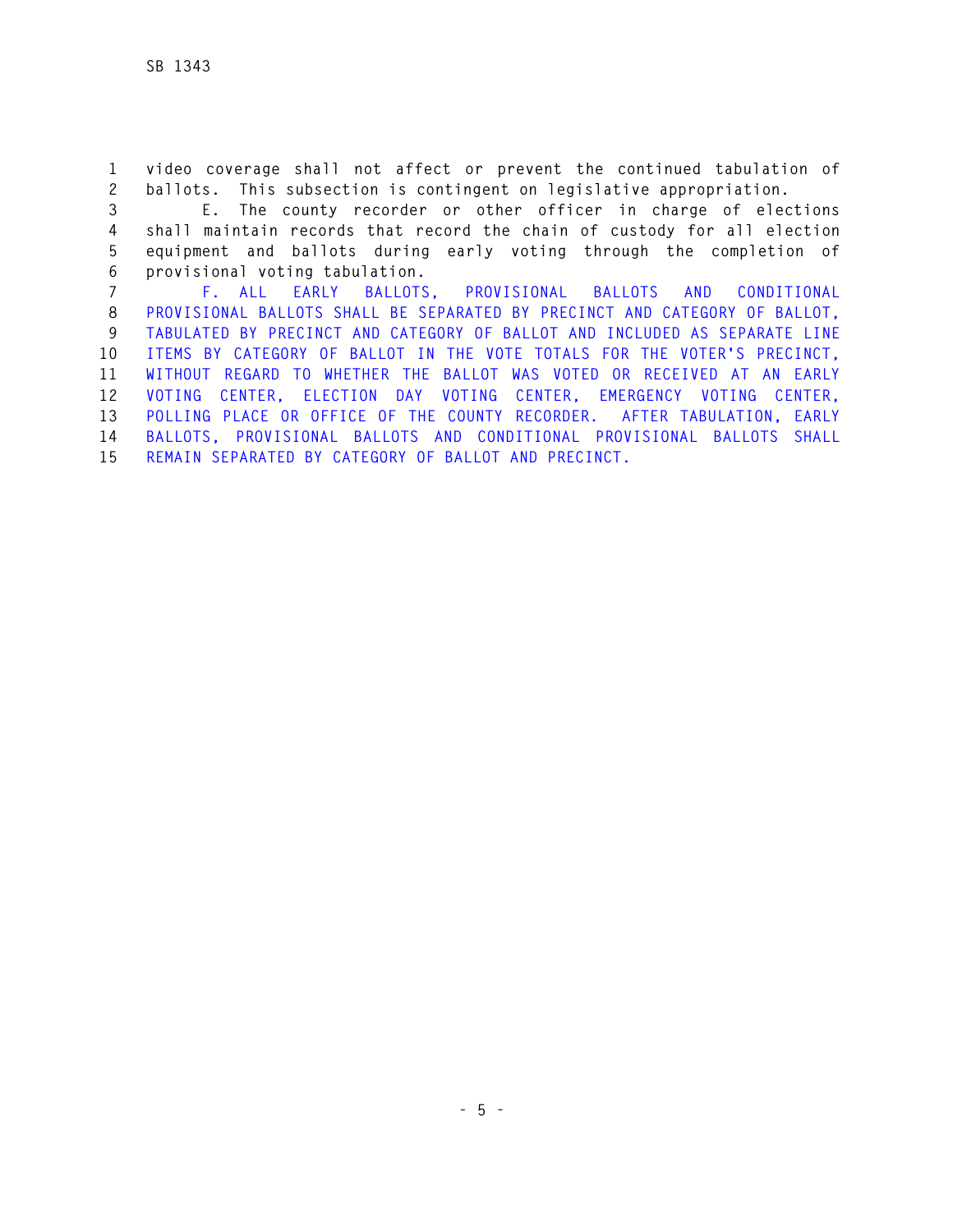video coverage shall not affect or prevent the continued tabulation of ballots. This subsection is contingent on legislative appropriation.

E. The county recorder or other officer in charge of elections shall maintain records that record the chain of custody for all election equipment and ballots during early voting through the completion of provisional voting tabulation.

F. ALL EARLY BALLOTS, PROVISIONAL BALLOTS AND CONDITIONAL PROVISIONAL BALLOTS SHALL BE SEPARATED BY PRECINCT AND CATEGORY OF BALLOT, TABULATED BY PRECINCT AND CATEGORY OF BALLOT AND INCLUDED AS SEPARATE LINE ITEMS BY CATEGORY OF BALLOT IN THE VOTE TOTALS FOR THE VOTER'S PRECINCT, WITHOUT REGARD TO WHETHER THE BALLOT WAS VOTED OR RECEIVED AT AN EARLY VOTING CENTER, ELECTION DAY VOTING CENTER, EMERGENCY VOTING CENTER, POLLING PLACE OR OFFICE OF THE COUNTY RECORDER. AFTER TABULATION, EARLY BALLOTS, PROVISIONAL BALLOTS AND CONDITIONAL PROVISIONAL BALLOTS SHALL REMAIN SEPARATED BY CATEGORY OF BALLOT AND PRECINCT.